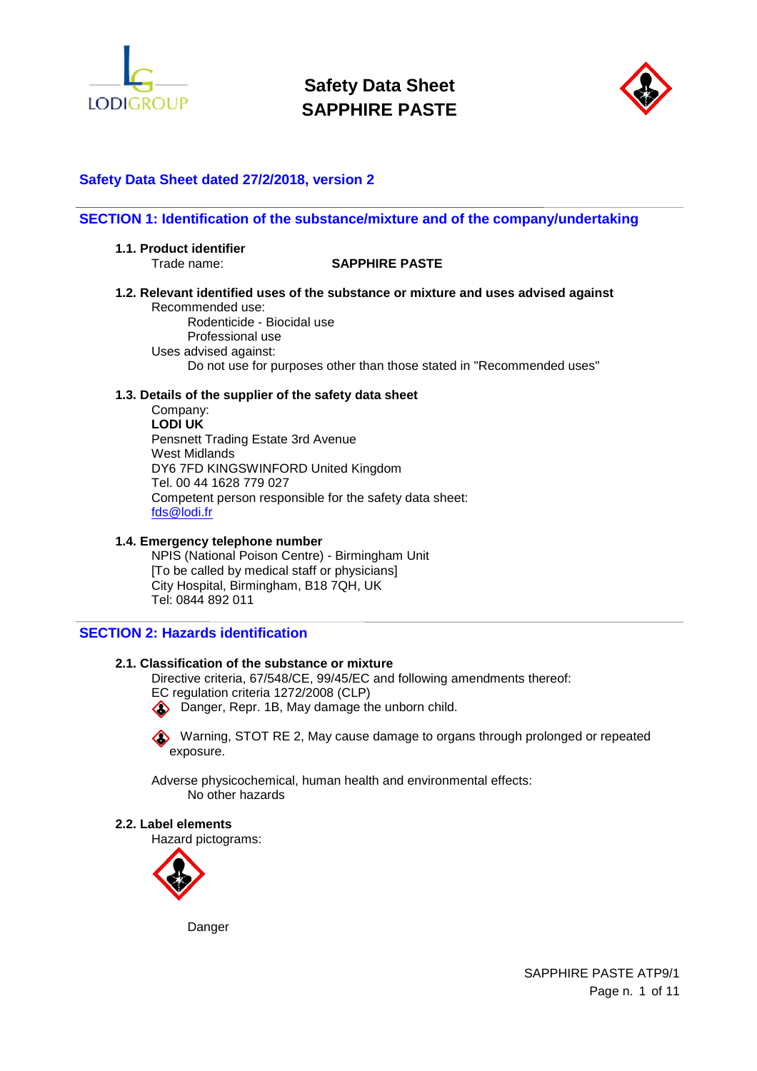# Safety Data Sheet
# SAPPHIRE PASTE

**Safety Data Sheet dated 27/2/2018, version 2**

## SECTION 1: Identification of the substance/mixture and of the company/undertaking

### 1.1. Product identifier

Trade name: **SAPPHIRE PASTE**

### 1.2. Relevant identified uses of the substance or mixture and uses advised against

Recommended use:

Rodenticide - Biocidal use
Professional use

Uses advised against:

Do not use for purposes other than those stated in "Recommended uses"

### 1.3. Details of the supplier of the safety data sheet

Company:
**LODI UK**
Pensnett Trading Estate 3rd Avenue
West Midlands
DY6 7FD KINGSWINFORD United Kingdom
Tel. 00 44 1628 779 027
Competent person responsible for the safety data sheet:
fds@lodi.fr

### 1.4. Emergency telephone number

NPIS (National Poison Centre) - Birmingham Unit
[To be called by medical staff or physicians]
City Hospital, Birmingham, B18 7QH, UK
Tel: 0844 892 011

## SECTION 2: Hazards identification

### 2.1. Classification of the substance or mixture

Directive criteria, 67/548/CE, 99/45/EC and following amendments thereof:
EC regulation criteria 1272/2008 (CLP)

Danger, Repr. 1B, May damage the unborn child.

Warning, STOT RE 2, May cause damage to organs through prolonged or repeated exposure.

Adverse physicochemical, human health and environmental effects:

No other hazards

### 2.2. Label elements

Hazard pictograms:

Danger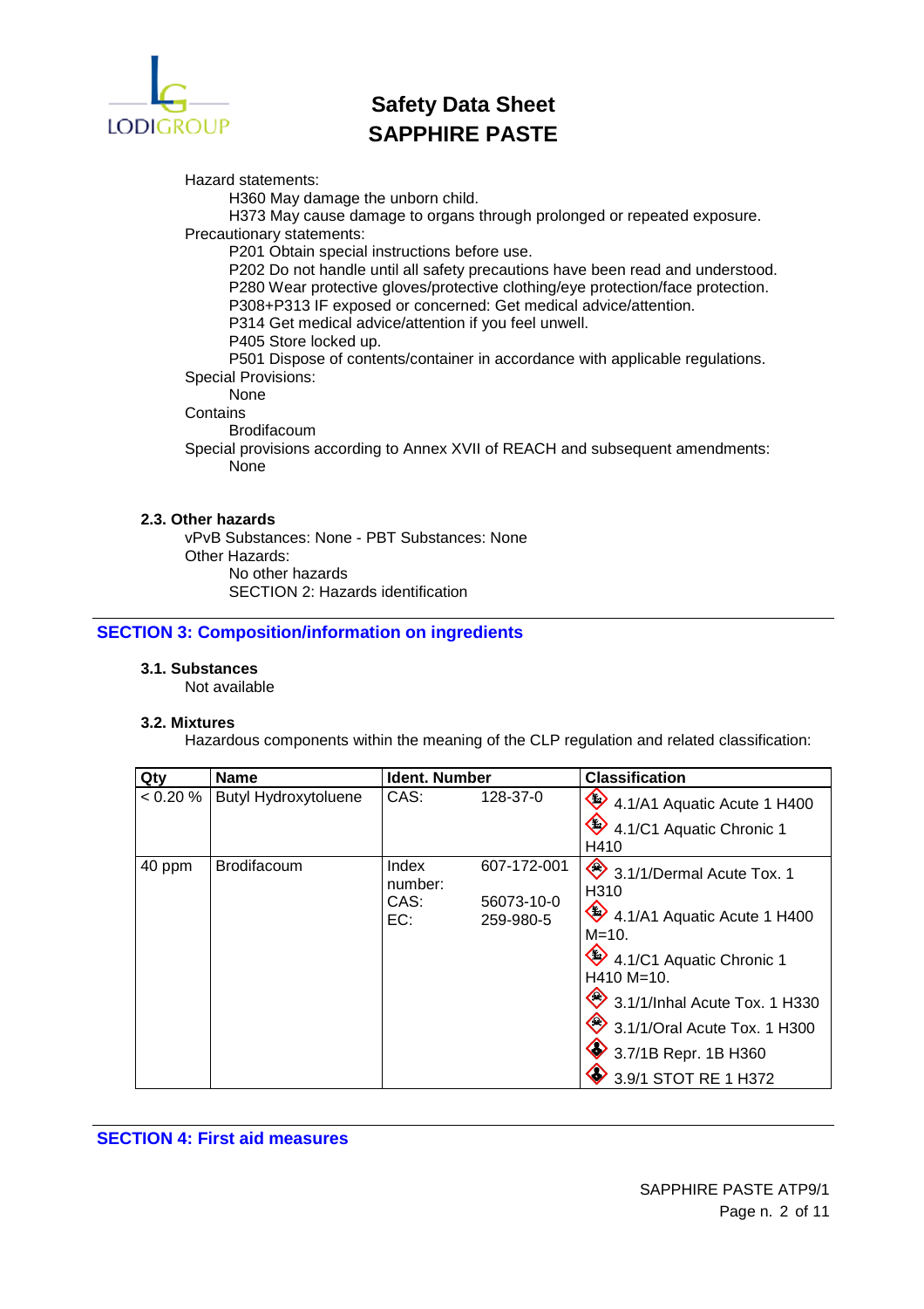Hazard statements:

- H360 May damage the unborn child.
- H373 May cause damage to organs through prolonged or repeated exposure.

Precautionary statements:

- P201 Obtain special instructions before use.
- P202 Do not handle until all safety precautions have been read and understood.
- P280 Wear protective gloves/protective clothing/eye protection/face protection.
- P308+P313 IF exposed or concerned: Get medical advice/attention.
- P314 Get medical advice/attention if you feel unwell.
- P405 Store locked up.
- P501 Dispose of contents/container in accordance with applicable regulations.

Special Provisions:

None

Contains

Brodifacoum

Special provisions according to Annex XVII of REACH and subsequent amendments:

None

### 2.3. Other hazards

vPvB Substances: None - PBT Substances: None

Other Hazards:

No other hazards

SECTION 2: Hazards identification

## SECTION 3: Composition/information on ingredients

### 3.1. Substances

Not available

### 3.2. Mixtures

Hazardous components within the meaning of the CLP regulation and related classification:

| Qty | Name | Ident. Number | | Classification |
|---|---|---|---|---|
| < 0.20 % | Butyl Hydroxytoluene | CAS: | 128-37-0 | 4.1/A1 Aquatic Acute 1 H400<br>4.1/C1 Aquatic Chronic 1 H410 |
| 40 ppm | Brodifacoum | Index number:<br>CAS:<br>EC: | 607-172-001<br>56073-10-0<br>259-980-5 | 3.1/1/Dermal Acute Tox. 1 H310<br>4.1/A1 Aquatic Acute 1 H400 M=10.<br>4.1/C1 Aquatic Chronic 1 H410 M=10.<br>3.1/1/Inhal Acute Tox. 1 H330<br>3.1/1/Oral Acute Tox. 1 H300<br>3.7/1B Repr. 1B H360<br>3.9/1 STOT RE 1 H372 |

## SECTION 4: First aid measures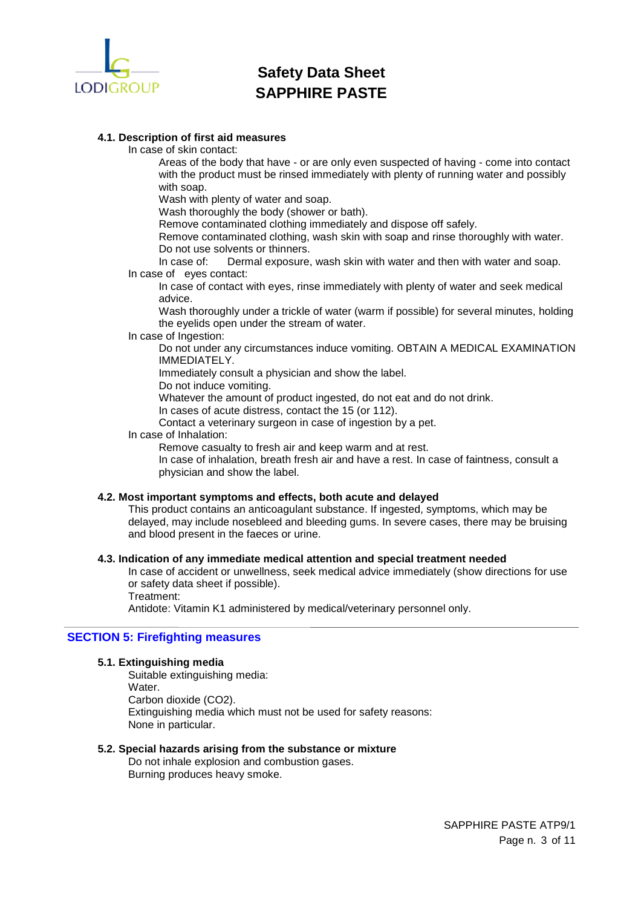#### 4.1. Description of first aid measures

In case of skin contact:

Areas of the body that have - or are only even suspected of having - come into contact with the product must be rinsed immediately with plenty of running water and possibly with soap.

Wash with plenty of water and soap.

Wash thoroughly the body (shower or bath).

Remove contaminated clothing immediately and dispose off safely.

Remove contaminated clothing, wash skin with soap and rinse thoroughly with water.

Do not use solvents or thinners.

In case of: Dermal exposure, wash skin with water and then with water and soap.

In case of eyes contact:

In case of contact with eyes, rinse immediately with plenty of water and seek medical advice.

Wash thoroughly under a trickle of water (warm if possible) for several minutes, holding the eyelids open under the stream of water.

In case of Ingestion:

Do not under any circumstances induce vomiting. OBTAIN A MEDICAL EXAMINATION IMMEDIATELY.

Immediately consult a physician and show the label.

Do not induce vomiting.

Whatever the amount of product ingested, do not eat and do not drink.

In cases of acute distress, contact the 15 (or 112).

Contact a veterinary surgeon in case of ingestion by a pet.

In case of Inhalation:

Remove casualty to fresh air and keep warm and at rest.

In case of inhalation, breath fresh air and have a rest. In case of faintness, consult a physician and show the label.

#### 4.2. Most important symptoms and effects, both acute and delayed

This product contains an anticoagulant substance. If ingested, symptoms, which may be delayed, may include nosebleed and bleeding gums. In severe cases, there may be bruising and blood present in the faeces or urine.

#### 4.3. Indication of any immediate medical attention and special treatment needed

In case of accident or unwellness, seek medical advice immediately (show directions for use or safety data sheet if possible).

Treatment:

Antidote: Vitamin K1 administered by medical/veterinary personnel only.

## SECTION 5: Firefighting measures

#### 5.1. Extinguishing media

Suitable extinguishing media:

Water.

Carbon dioxide ($CO_2$).

Extinguishing media which must not be used for safety reasons:

None in particular.

#### 5.2. Special hazards arising from the substance or mixture

Do not inhale explosion and combustion gases.

Burning produces heavy smoke.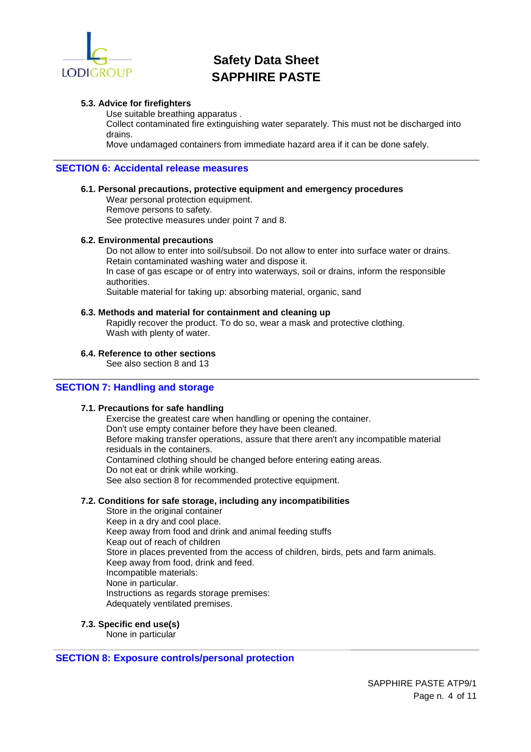#### 5.3. Advice for firefighters

Use suitable breathing apparatus .
Collect contaminated fire extinguishing water separately. This must not be discharged into drains.
Move undamaged containers from immediate hazard area if it can be done safely.

## SECTION 6: Accidental release measures

#### 6.1. Personal precautions, protective equipment and emergency procedures

Wear personal protection equipment.
Remove persons to safety.
See protective measures under point 7 and 8.

#### 6.2. Environmental precautions

Do not allow to enter into soil/subsoil. Do not allow to enter into surface water or drains.
Retain contaminated washing water and dispose it.
In case of gas escape or of entry into waterways, soil or drains, inform the responsible authorities.
Suitable material for taking up: absorbing material, organic, sand

#### 6.3. Methods and material for containment and cleaning up

Rapidly recover the product. To do so, wear a mask and protective clothing.
Wash with plenty of water.

#### 6.4. Reference to other sections

See also section 8 and 13

## SECTION 7: Handling and storage

#### 7.1. Precautions for safe handling

Exercise the greatest care when handling or opening the container.
Don't use empty container before they have been cleaned.
Before making transfer operations, assure that there aren't any incompatible material residuals in the containers.
Contamined clothing should be changed before entering eating areas.
Do not eat or drink while working.
See also section 8 for recommended protective equipment.

#### 7.2. Conditions for safe storage, including any incompatibilities

Store in the original container
Keep in a dry and cool place.
Keep away from food and drink and animal feeding stuffs
Keap out of reach of children
Store in places prevented from the access of children, birds, pets and farm animals.
Keep away from food, drink and feed.
Incompatible materials:
None in particular.
Instructions as regards storage premises:
Adequately ventilated premises.

#### 7.3. Specific end use(s)

None in particular

## SECTION 8: Exposure controls/personal protection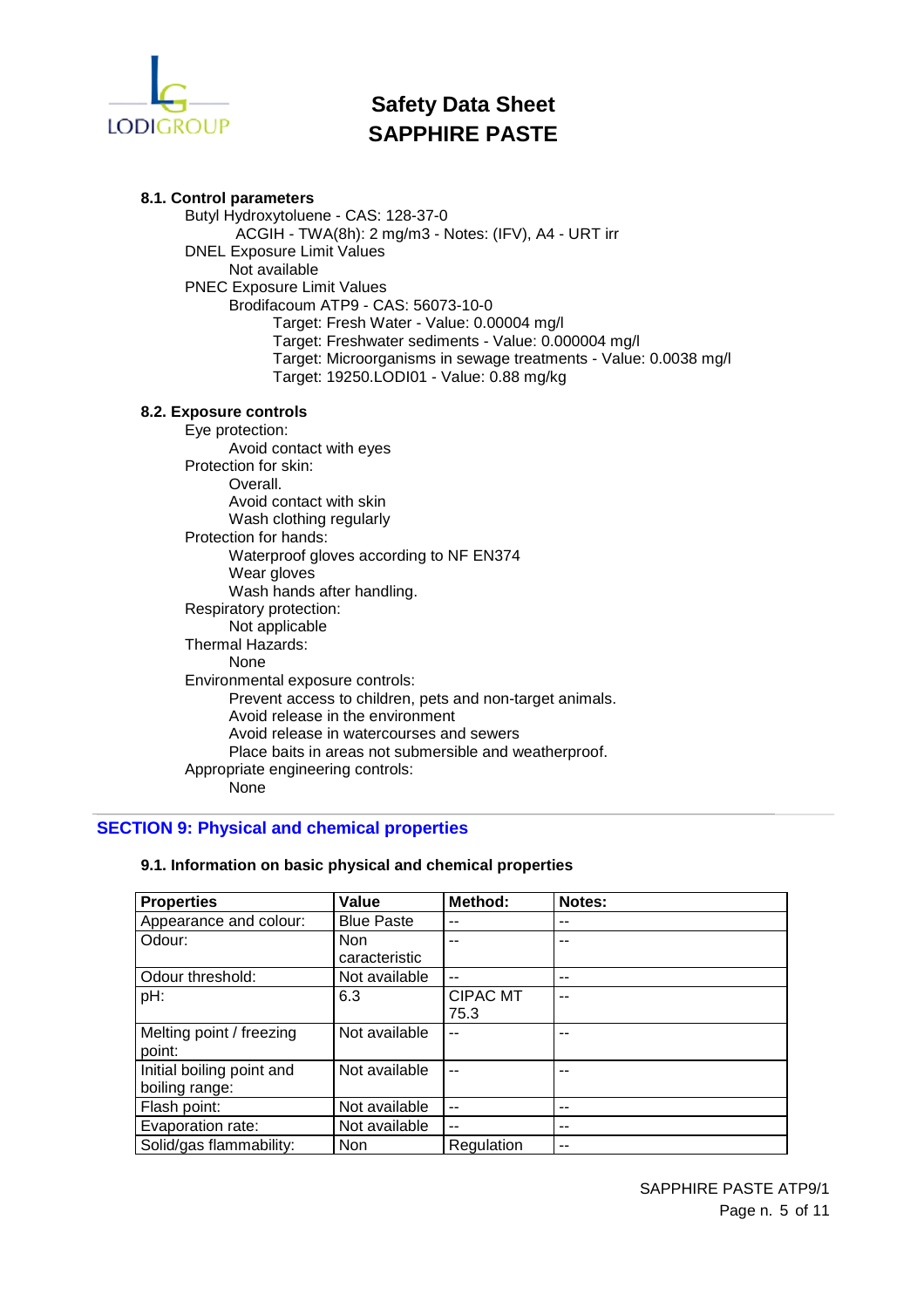#### 8.1. Control parameters

Butyl Hydroxytoluene - CAS: 128-37-0

- ACGIH - TWA(8h): 2 mg/m3 - Notes: (IFV), A4 - URT irr

DNEL Exposure Limit Values

- Not available

PNEC Exposure Limit Values

- Brodifacoum ATP9 - CAS: 56073-10-0
  - Target: Fresh Water - Value: 0.00004 mg/l
  - Target: Freshwater sediments - Value: 0.000004 mg/l
  - Target: Microorganisms in sewage treatments - Value: 0.0038 mg/l
  - Target: 19250.LODI01 - Value: 0.88 mg/kg

#### 8.2. Exposure controls

Eye protection:

- Avoid contact with eyes

Protection for skin:

- Overall.
- Avoid contact with skin
- Wash clothing regularly

Protection for hands:

- Waterproof gloves according to NF EN374
- Wear gloves
- Wash hands after handling.

Respiratory protection:

- Not applicable

Thermal Hazards:

- None

Environmental exposure controls:

- Prevent access to children, pets and non-target animals.
- Avoid release in the environment
- Avoid release in watercourses and sewers
- Place baits in areas not submersible and weatherproof.

Appropriate engineering controls:

- None

## SECTION 9: Physical and chemical properties

#### 9.1. Information on basic physical and chemical properties

| Properties | Value | Method: | Notes: |
|---|---|---|---|
| Appearance and colour: | Blue Paste | -- | -- |
| Odour: | Non caracteristic | -- | -- |
| Odour threshold: | Not available | -- | -- |
| pH: | 6.3 | CIPAC MT 75.3 | -- |
| Melting point / freezing point: | Not available | -- | -- |
| Initial boiling point and boiling range: | Not available | -- | -- |
| Flash point: | Not available | -- | -- |
| Evaporation rate: | Not available | -- | -- |
| Solid/gas flammability: | Non | Regulation | -- |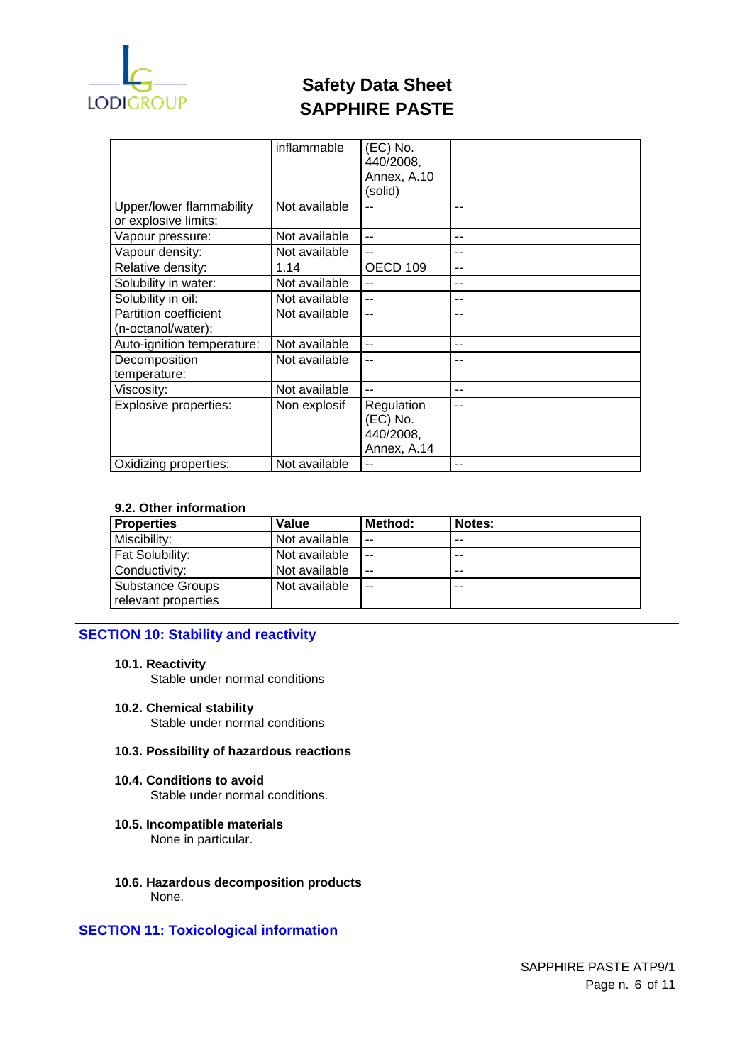|  | inflammable | (EC) No. 440/2008, Annex, A.10 (solid) |  |
|---|---|---|---|
| Upper/lower flammability or explosive limits: | Not available | -- | -- |
| Vapour pressure: | Not available | -- | -- |
| Vapour density: | Not available | -- | -- |
| Relative density: | 1.14 | OECD 109 | -- |
| Solubility in water: | Not available | -- | -- |
| Solubility in oil: | Not available | -- | -- |
| Partition coefficient (n-octanol/water): | Not available | -- | -- |
| Auto-ignition temperature: | Not available | -- | -- |
| Decomposition temperature: | Not available | -- | -- |
| Viscosity: | Not available | -- | -- |
| Explosive properties: | Non explosif | Regulation (EC) No. 440/2008, Annex, A.14 | -- |
| Oxidizing properties: | Not available | -- | -- |

**9.2. Other information**

| Properties | Value | Method: | Notes: |
|---|---|---|---|
| Miscibility: | Not available | -- | -- |
| Fat Solubility: | Not available | -- | -- |
| Conductivity: | Not available | -- | -- |
| Substance Groups relevant properties | Not available | -- | -- |

## SECTION 10: Stability and reactivity

**10.1. Reactivity**

Stable under normal conditions

**10.2. Chemical stability**

Stable under normal conditions

**10.3. Possibility of hazardous reactions**

**10.4. Conditions to avoid**

Stable under normal conditions.

**10.5. Incompatible materials**

None in particular.

**10.6. Hazardous decomposition products**

None.

## SECTION 11: Toxicological information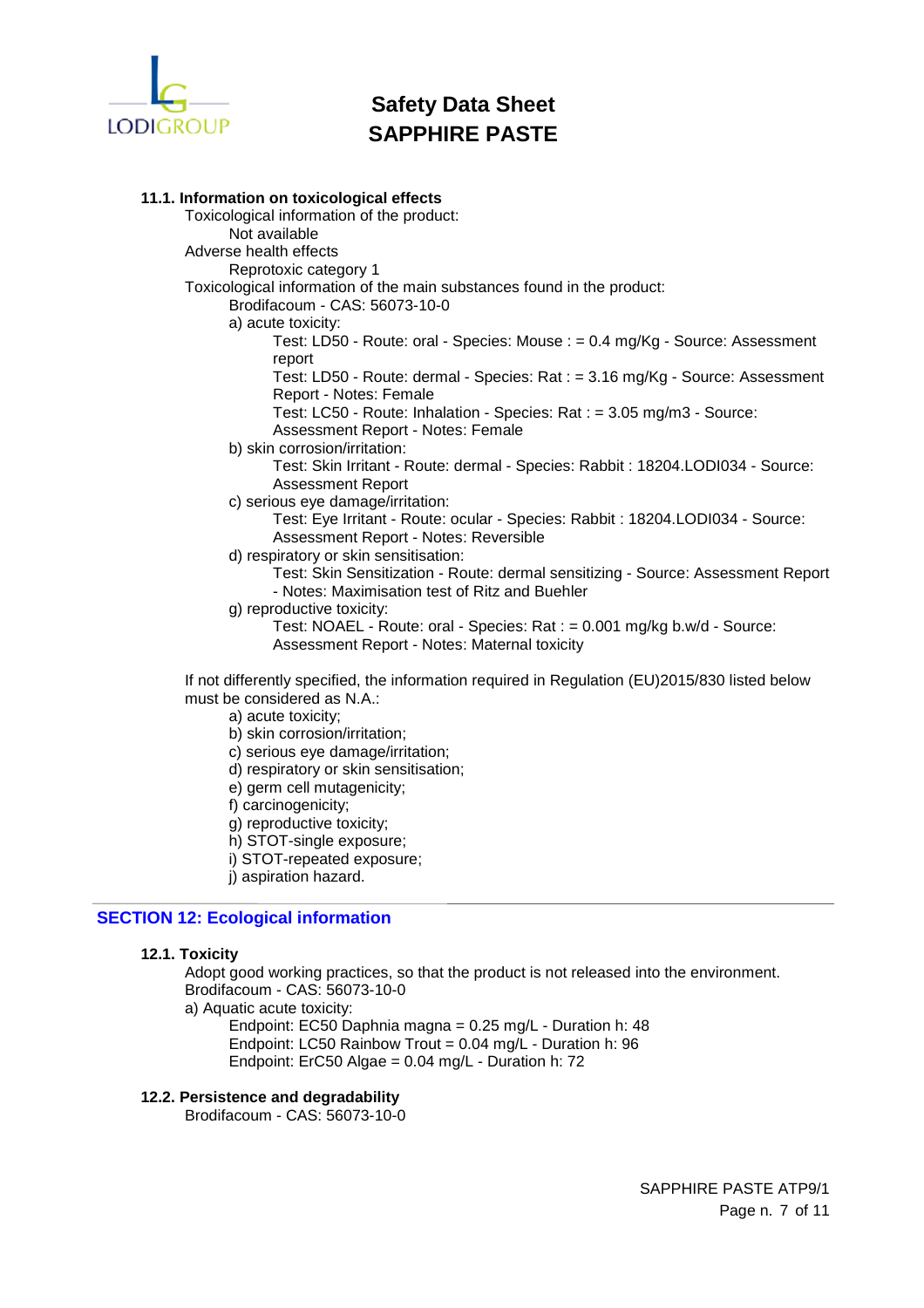**11.1. Information on toxicological effects**

Toxicological information of the product:

Not available

Adverse health effects

Reprotoxic category 1

Toxicological information of the main substances found in the product:

Brodifacoum - CAS: 56073-10-0

a) acute toxicity:

Test: LD50 - Route: oral - Species: Mouse : = 0.4 mg/Kg - Source: Assessment report

Test: LD50 - Route: dermal - Species: Rat : = 3.16 mg/Kg - Source: Assessment Report - Notes: Female

Test: LC50 - Route: Inhalation - Species: Rat : = 3.05 mg/m3 - Source: Assessment Report - Notes: Female

b) skin corrosion/irritation:

Test: Skin Irritant - Route: dermal - Species: Rabbit : 18204.LODI034 - Source: Assessment Report

c) serious eye damage/irritation:

Test: Eye Irritant - Route: ocular - Species: Rabbit : 18204.LODI034 - Source: Assessment Report - Notes: Reversible

d) respiratory or skin sensitisation:

Test: Skin Sensitization - Route: dermal sensitizing - Source: Assessment Report - Notes: Maximisation test of Ritz and Buehler

g) reproductive toxicity:

Test: NOAEL - Route: oral - Species: Rat : = 0.001 mg/kg b.w/d - Source: Assessment Report - Notes: Maternal toxicity

If not differently specified, the information required in Regulation (EU)2015/830 listed below must be considered as N.A.:

a) acute toxicity;
b) skin corrosion/irritation;
c) serious eye damage/irritation;
d) respiratory or skin sensitisation;
e) germ cell mutagenicity;
f) carcinogenicity;
g) reproductive toxicity;
h) STOT-single exposure;
i) STOT-repeated exposure;
j) aspiration hazard.

## SECTION 12: Ecological information

**12.1. Toxicity**

Adopt good working practices, so that the product is not released into the environment.

Brodifacoum - CAS: 56073-10-0

a) Aquatic acute toxicity:

Endpoint: EC50 Daphnia magna = 0.25 mg/L - Duration h: 48

Endpoint: LC50 Rainbow Trout = 0.04 mg/L - Duration h: 96

Endpoint: ErC50 Algae = 0.04 mg/L - Duration h: 72

**12.2. Persistence and degradability**

Brodifacoum - CAS: 56073-10-0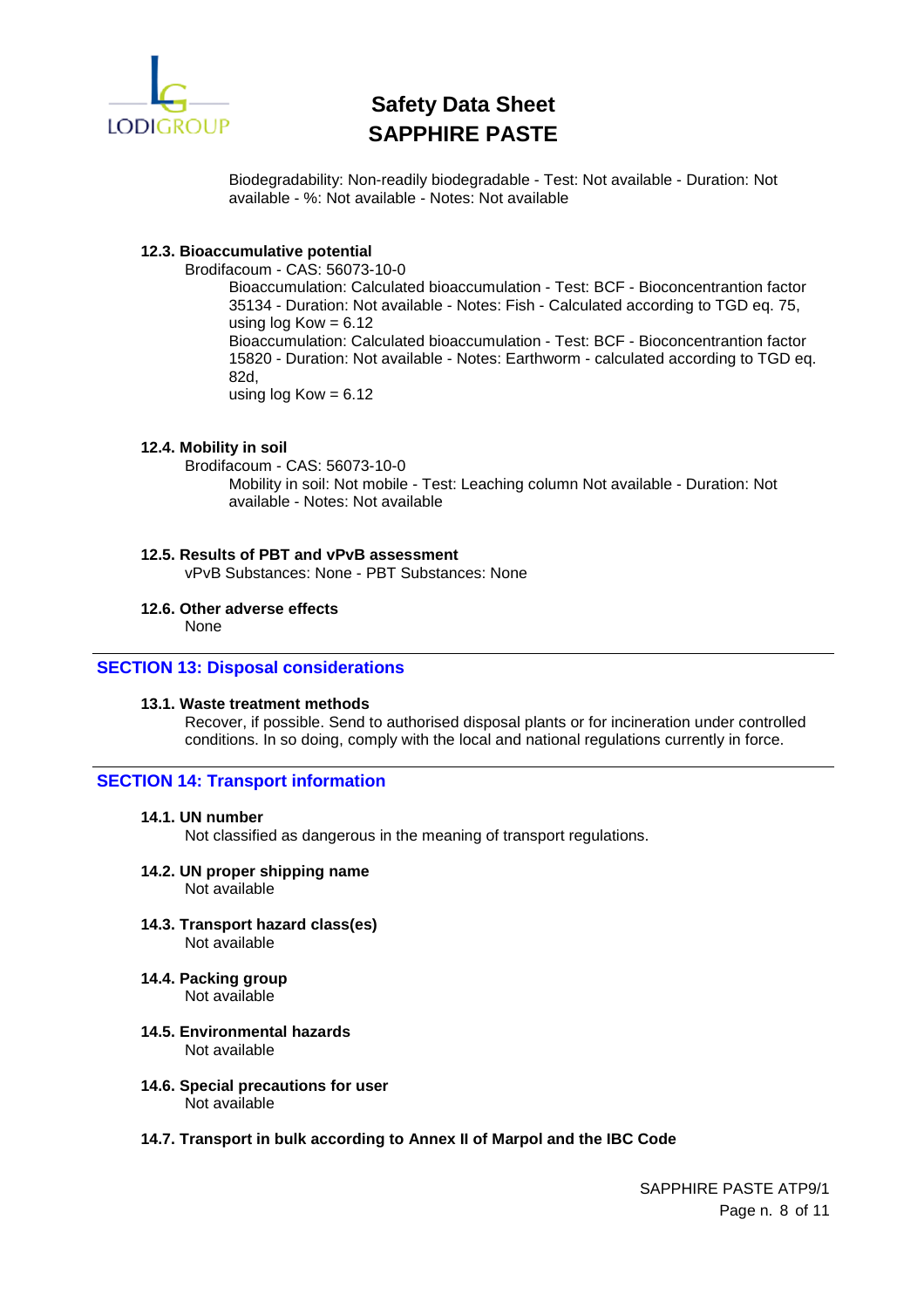Biodegradability: Non-readily biodegradable - Test: Not available - Duration: Not available - %: Not available - Notes: Not available

### 12.3. Bioaccumulative potential

Brodifacoum - CAS: 56073-10-0

Bioaccumulation: Calculated bioaccumulation - Test: BCF - Bioconcentrantion factor 35134 - Duration: Not available - Notes: Fish - Calculated according to TGD eq. 75, using log Kow = 6.12

Bioaccumulation: Calculated bioaccumulation - Test: BCF - Bioconcentrantion factor 15820 - Duration: Not available - Notes: Earthworm - calculated according to TGD eq. 82d,
using log Kow = 6.12

### 12.4. Mobility in soil

Brodifacoum - CAS: 56073-10-0

Mobility in soil: Not mobile - Test: Leaching column Not available - Duration: Not available - Notes: Not available

### 12.5. Results of PBT and vPvB assessment

vPvB Substances: None - PBT Substances: None

### 12.6. Other adverse effects

None

## SECTION 13: Disposal considerations

### 13.1. Waste treatment methods

Recover, if possible. Send to authorised disposal plants or for incineration under controlled conditions. In so doing, comply with the local and national regulations currently in force.

## SECTION 14: Transport information

### 14.1. UN number

Not classified as dangerous in the meaning of transport regulations.

### 14.2. UN proper shipping name

Not available

### 14.3. Transport hazard class(es)

Not available

### 14.4. Packing group

Not available

### 14.5. Environmental hazards

Not available

### 14.6. Special precautions for user

Not available

### 14.7. Transport in bulk according to Annex II of Marpol and the IBC Code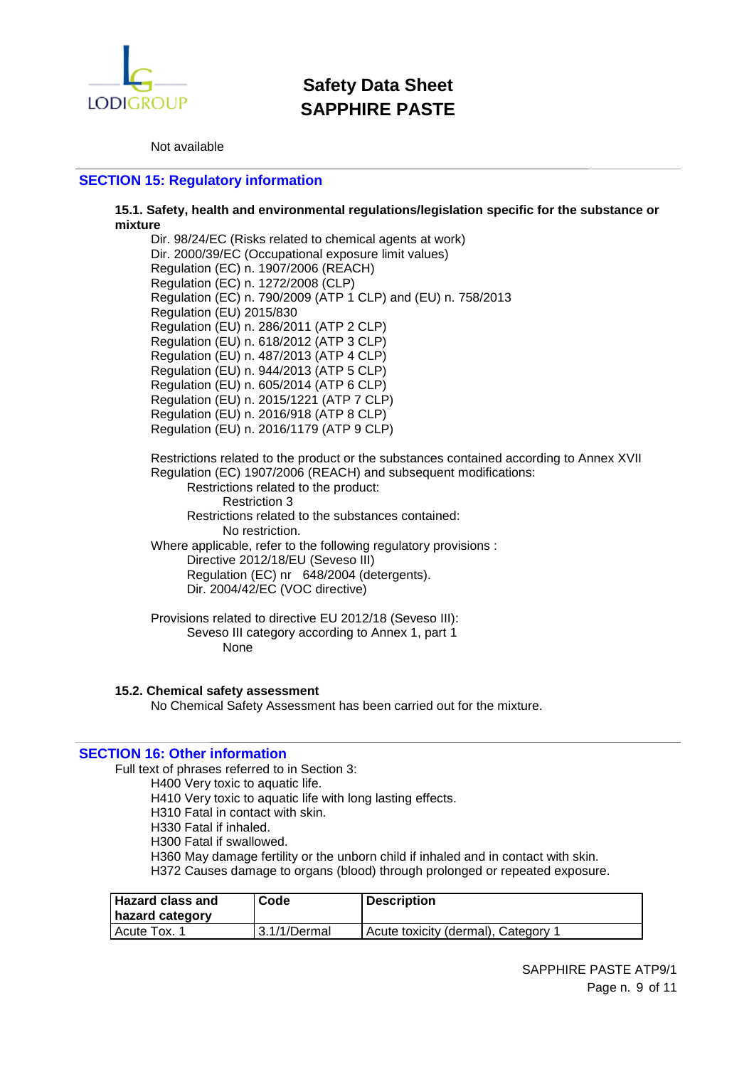Not available

## SECTION 15: Regulatory information

### 15.1. Safety, health and environmental regulations/legislation specific for the substance or mixture

Dir. 98/24/EC (Risks related to chemical agents at work)
Dir. 2000/39/EC (Occupational exposure limit values)
Regulation (EC) n. 1907/2006 (REACH)
Regulation (EC) n. 1272/2008 (CLP)
Regulation (EC) n. 790/2009 (ATP 1 CLP) and (EU) n. 758/2013
Regulation (EU) 2015/830
Regulation (EU) n. 286/2011 (ATP 2 CLP)
Regulation (EU) n. 618/2012 (ATP 3 CLP)
Regulation (EU) n. 487/2013 (ATP 4 CLP)
Regulation (EU) n. 944/2013 (ATP 5 CLP)
Regulation (EU) n. 605/2014 (ATP 6 CLP)
Regulation (EU) n. 2015/1221 (ATP 7 CLP)
Regulation (EU) n. 2016/918 (ATP 8 CLP)
Regulation (EU) n. 2016/1179 (ATP 9 CLP)

Restrictions related to the product or the substances contained according to Annex XVII Regulation (EC) 1907/2006 (REACH) and subsequent modifications:
- Restrictions related to the product:
  - Restriction 3
- Restrictions related to the substances contained:
  - No restriction.

Where applicable, refer to the following regulatory provisions :
- Directive 2012/18/EU (Seveso III)
- Regulation (EC) nr 648/2004 (detergents).
- Dir. 2004/42/EC (VOC directive)

Provisions related to directive EU 2012/18 (Seveso III):
- Seveso III category according to Annex 1, part 1
  - None

### 15.2. Chemical safety assessment

No Chemical Safety Assessment has been carried out for the mixture.

## SECTION 16: Other information

Full text of phrases referred to in Section 3:

H400 Very toxic to aquatic life.
H410 Very toxic to aquatic life with long lasting effects.
H310 Fatal in contact with skin.
H330 Fatal if inhaled.
H300 Fatal if swallowed.
H360 May damage fertility or the unborn child if inhaled and in contact with skin.
H372 Causes damage to organs (blood) through prolonged or repeated exposure.

| Hazard class and hazard category | Code | Description |
|---|---|---|
| Acute Tox. 1 | 3.1/1/Dermal | Acute toxicity (dermal), Category 1 |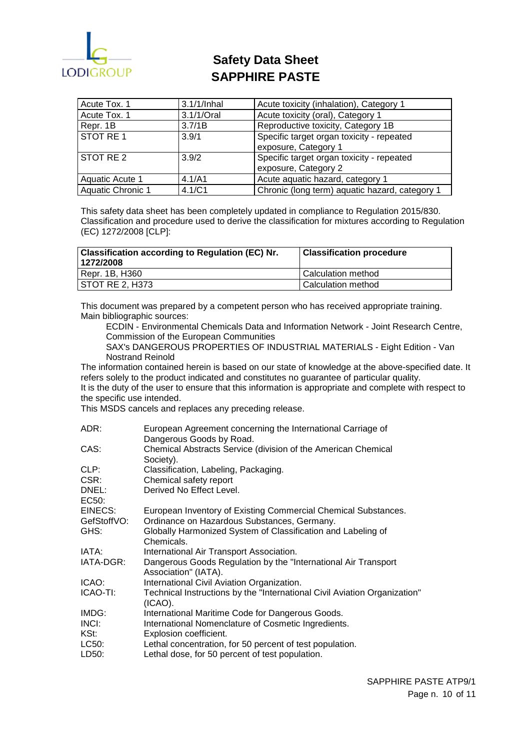| Acute Tox. 1 | 3.1/1/Inhal | Acute toxicity (inhalation), Category 1 |
|---|---|---|
| Acute Tox. 1 | 3.1/1/Oral | Acute toxicity (oral), Category 1 |
| Repr. 1B | 3.7/1B | Reproductive toxicity, Category 1B |
| STOT RE 1 | 3.9/1 | Specific target organ toxicity - repeated exposure, Category 1 |
| STOT RE 2 | 3.9/2 | Specific target organ toxicity - repeated exposure, Category 2 |
| Aquatic Acute 1 | 4.1/A1 | Acute aquatic hazard, category 1 |
| Aquatic Chronic 1 | 4.1/C1 | Chronic (long term) aquatic hazard, category 1 |

This safety data sheet has been completely updated in compliance to Regulation 2015/830.
Classification and procedure used to derive the classification for mixtures according to Regulation (EC) 1272/2008 [CLP]:

| Classification according to Regulation (EC) Nr. 1272/2008 | Classification procedure |
|---|---|
| Repr. 1B, H360 | Calculation method |
| STOT RE 2, H373 | Calculation method |

This document was prepared by a competent person who has received appropriate training.
Main bibliographic sources:

ECDIN - Environmental Chemicals Data and Information Network - Joint Research Centre, Commission of the European Communities

SAX's DANGEROUS PROPERTIES OF INDUSTRIAL MATERIALS - Eight Edition - Van Nostrand Reinold

The information contained herein is based on our state of knowledge at the above-specified date. It refers solely to the product indicated and constitutes no guarantee of particular quality.
It is the duty of the user to ensure that this information is appropriate and complete with respect to the specific use intended.
This MSDS cancels and replaces any preceding release.

ADR: European Agreement concerning the International Carriage of Dangerous Goods by Road.
CAS: Chemical Abstracts Service (division of the American Chemical Society).
CLP: Classification, Labeling, Packaging.
CSR: Chemical safety report
DNEL: Derived No Effect Level.
EC50:
EINECS: European Inventory of Existing Commercial Chemical Substances.
GefStoffVO: Ordinance on Hazardous Substances, Germany.
GHS: Globally Harmonized System of Classification and Labeling of Chemicals.
IATA: International Air Transport Association.
IATA-DGR: Dangerous Goods Regulation by the "International Air Transport Association" (IATA).
ICAO: International Civil Aviation Organization.
ICAO-TI: Technical Instructions by the "International Civil Aviation Organization" (ICAO).
IMDG: International Maritime Code for Dangerous Goods.
INCI: International Nomenclature of Cosmetic Ingredients.
KSt: Explosion coefficient.
LC50: Lethal concentration, for 50 percent of test population.
LD50: Lethal dose, for 50 percent of test population.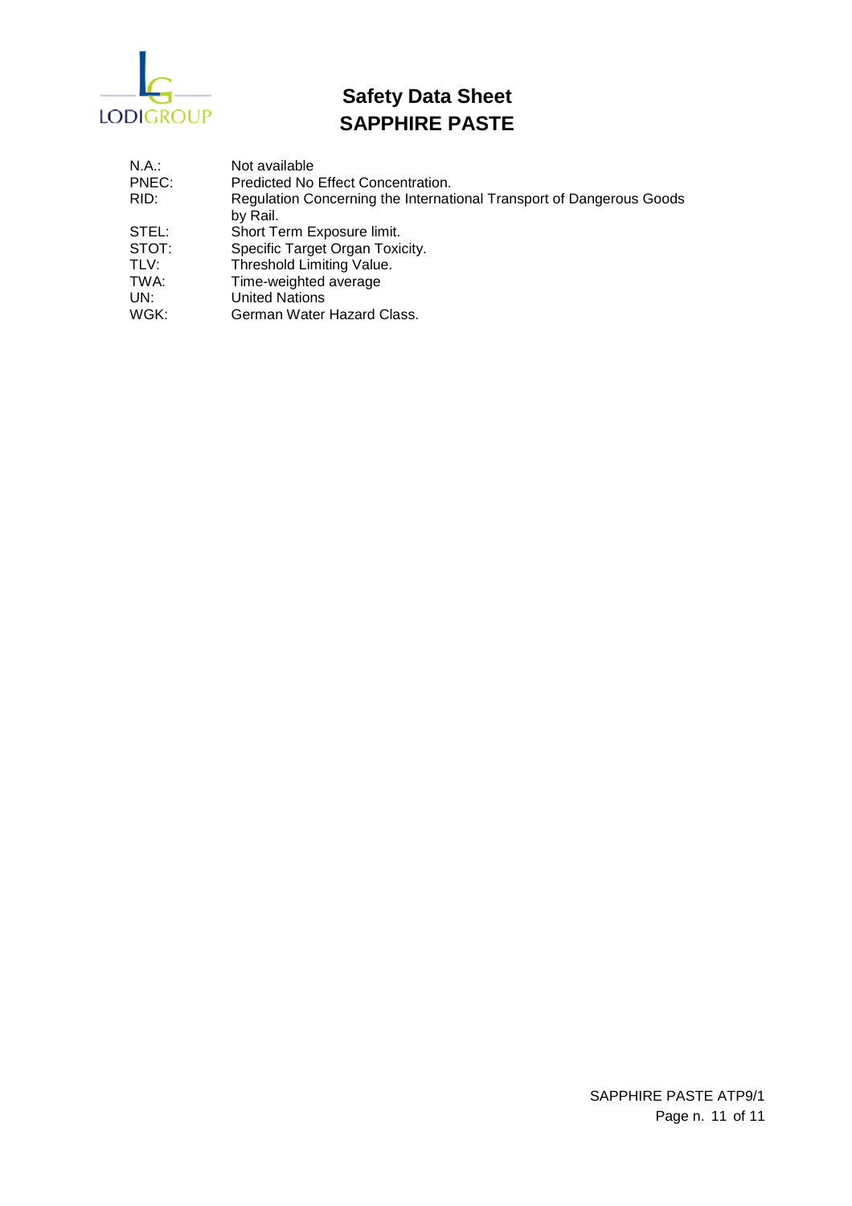| | |
|---|---|
| N.A.: | Not available |
| PNEC: | Predicted No Effect Concentration. |
| RID: | Regulation Concerning the International Transport of Dangerous Goods by Rail. |
| STEL: | Short Term Exposure limit. |
| STOT: | Specific Target Organ Toxicity. |
| TLV: | Threshold Limiting Value. |
| TWA: | Time-weighted average |
| UN: | United Nations |
| WGK: | German Water Hazard Class. |